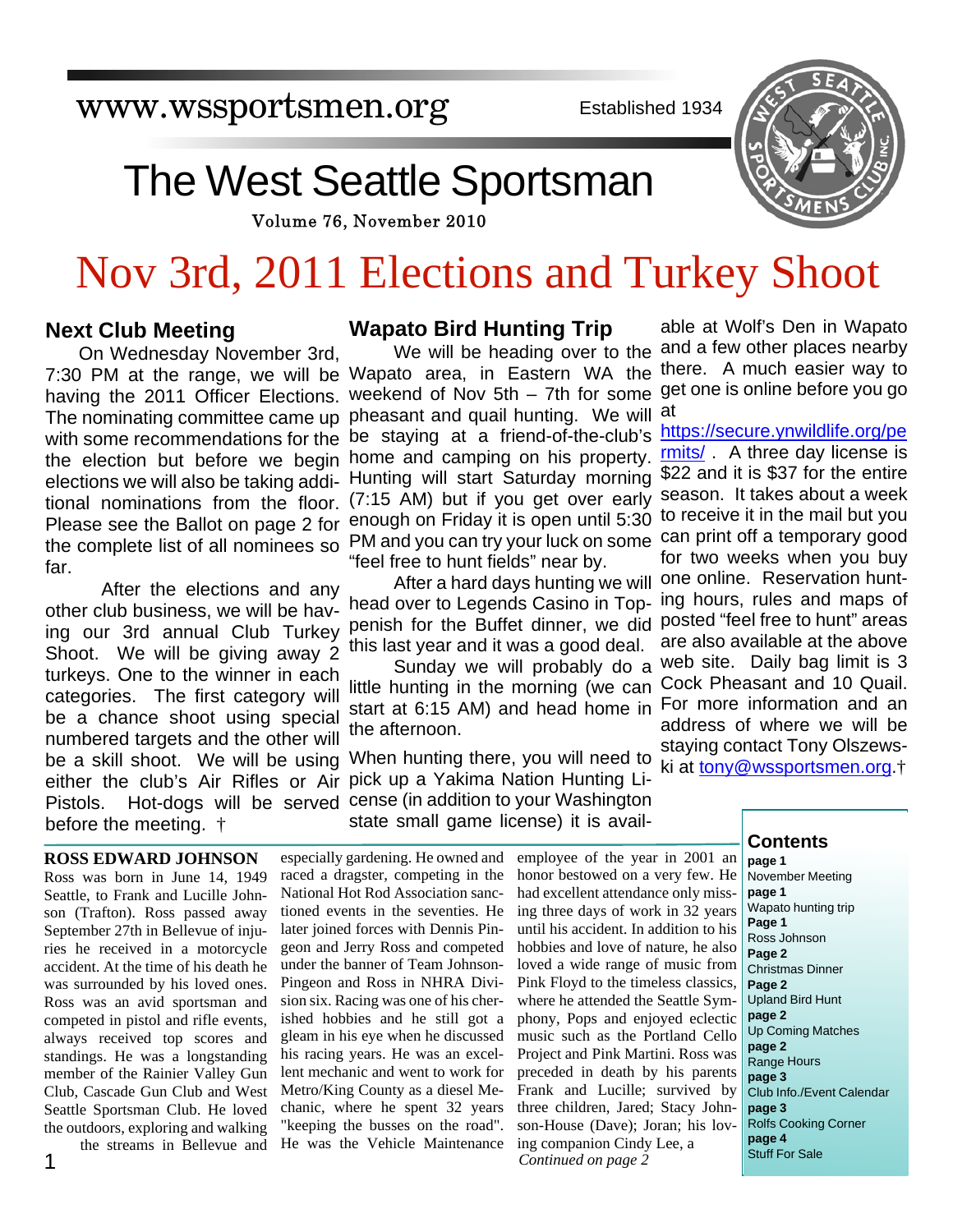www.wssportsmen.org

Established 1934

# The West Seattle Sportsman

Volume 76, November 2010

# Nov 3rd, 2011 Elections and Turkey Shoot

## Next Club Meeting

On Wednesday November 3rd, 7:30 PM at the range, we will be having the 2011 Officer Elections. The nominating committee came up with some recommendations for the the election but before we begin elections we will also be taking additional nominations from the floor. Please see the Ballot on page 2 for the complete list of all nominees so far.

After the elections and any other club business, we will be having our 3rd annual Club Turkey Shoot. We will be giving away 2 turkeys. One to the winner in each categories. The first category will be a chance shoot using special numbered targets and the other will be a skill shoot. We will be using either the club's Air Rifles or Air Pistols. Hot-dogs will be served before the meeting. †

## Wapato Bird Hunting Trip

We will be heading over to the Wapato area, in Eastern WA the weekend of Nov 5th – 7th for some pheasant and quail hunting. We will be staying at a friend-of-the-club's home and camping on his property. Hunting will start Saturday morning (7:15 AM) but if you get over early enough on Friday it is open until 5:30 PM and you can try your luck on some "feel free to hunt fields" near by.

After a hard days hunting we will head over to Legends Casino in Toppenish for the Buffet dinner, we did this last year and it was a good deal.

Sunday we will probably do a little hunting in the morning (we can start at 6:15 AM) and head home in the afternoon.

When hunting there, you will need to pick up a Yakima Nation Hunting License (in addition to your Washington state small game license) it is available at Wolf's Den in Wapato and a few other places nearby there. A much easier way to get one is online before you go at https://secure.ynwildlife.org/permits/ . A three day license is $22 and it is $37 for the entire season. It takes about a week to receive it in the mail but you can print off a temporary good for two weeks when you buy one online. Reservation hunting hours, rules and maps of posted "feel free to hunt" areas are also available at the above web site. Daily bag limit is 3 Cock Pheasant and 10 Quail. For more information and an address of where we will be staying contact Tony Olszewski at tony@wssportsmen.org.†

## ROSS EDWARD JOHNSON

Ross was born in June 14, 1949 Seattle, to Frank and Lucille Johnson (Trafton). Ross passed away September 27th in Bellevue of injuries he received in a motorcycle accident. At the time of his death he was surrounded by his loved ones. Ross was an avid sportsman and competed in pistol and rifle events, always received top scores and standings. He was a longstanding member of the Rainier Valley Gun Club, Cascade Gun Club and West Seattle Sportsman Club. He loved the outdoors, exploring and walking the streams in Bellevue and especially gardening. He owned and raced a dragster, competing in the National Hot Rod Association sanctioned events in the seventies. He later joined forces with Dennis Pingeon and Jerry Ross and competed under the banner of Team Johnson-Pingeon and Ross in NHRA Division six. Racing was one of his cherished hobbies and he still got a gleam in his eye when he discussed his racing years. He was an excellent mechanic and went to work for Metro/King County as a diesel Mechanic, where he spent 32 years "keeping the busses on the road". He was the Vehicle Maintenance employee of the year in 2001 an honor bestowed on a very few. He had excellent attendance only missing three days of work in 32 years until his accident. In addition to his hobbies and love of nature, he also loved a wide range of music from Pink Floyd to the timeless classics, where he attended the Seattle Symphony, Pops and enjoyed eclectic music such as the Portland Cello Project and Pink Martini. Ross was preceded in death by his parents Frank and Lucille; survived by three children, Jared; Stacy Johnson-House (Dave); Joran; his loving companion Cindy Lee, a

*Continued on page 2*

## Contents

**page 1**
November Meeting
**page 1**
Wapato hunting trip
**Page 1**
Ross Johnson
**Page 2**
Christmas Dinner
**Page 2**
Upland Bird Hunt
**page 2**
Up Coming Matches
**page 2**
Range Hours
**page 3**
Club Info./Event Calendar
**page 3**
Rolfs Cooking Corner
**page 4**
Stuff For Sale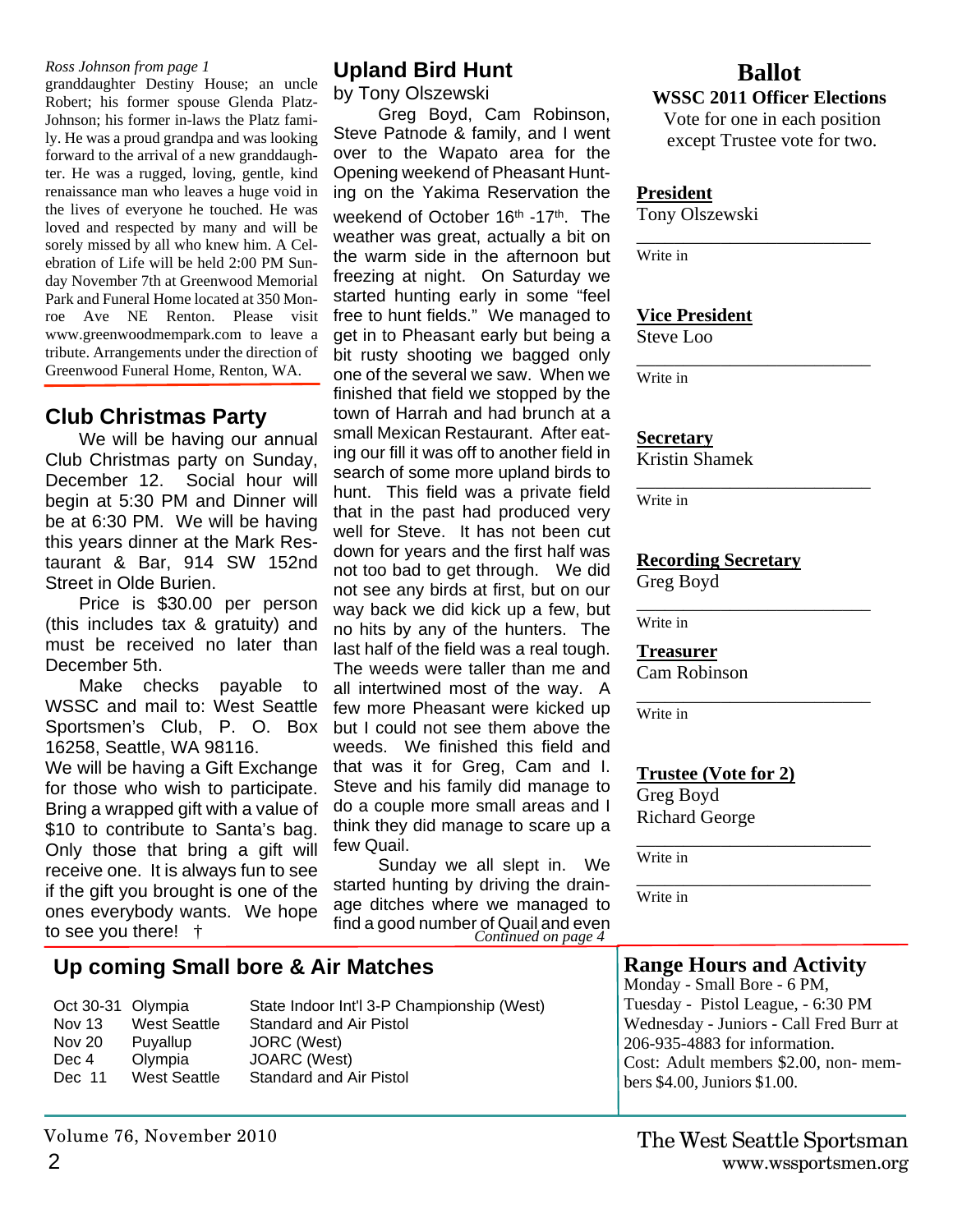*Ross Johnson from page 1*

granddaughter Destiny House; an uncle Robert; his former spouse Glenda Platz-Johnson; his former in-laws the Platz family. He was a proud grandpa and was looking forward to the arrival of a new granddaughter. He was a rugged, loving, gentle, kind renaissance man who leaves a huge void in the lives of everyone he touched. He was loved and respected by many and will be sorely missed by all who knew him. A Celebration of Life will be held 2:00 PM Sunday November 7th at Greenwood Memorial Park and Funeral Home located at 350 Monroe Ave NE Renton. Please visit www.greenwoodmempark.com to leave a tribute. Arrangements under the direction of Greenwood Funeral Home, Renton, WA.

## Club Christmas Party

We will be having our annual Club Christmas party on Sunday, December 12. Social hour will begin at 5:30 PM and Dinner will be at 6:30 PM. We will be having this years dinner at the Mark Restaurant & Bar, 914 SW 152nd Street in Olde Burien.

Price is $30.00 per person (this includes tax & gratuity) and must be received no later than December 5th.

Make checks payable to WSSC and mail to: West Seattle Sportsmen's Club, P. O. Box 16258, Seattle, WA 98116.

We will be having a Gift Exchange for those who wish to participate. Bring a wrapped gift with a value of $10 to contribute to Santa's bag. Only those that bring a gift will receive one. It is always fun to see if the gift you brought is one of the ones everybody wants. We hope to see you there! †

## Upland Bird Hunt

by Tony Olszewski

Greg Boyd, Cam Robinson, Steve Patnode & family, and I went over to the Wapato area for the Opening weekend of Pheasant Hunting on the Yakima Reservation the weekend of October 16th -17th. The weather was great, actually a bit on the warm side in the afternoon but freezing at night. On Saturday we started hunting early in some "feel free to hunt fields." We managed to get in to Pheasant early but being a bit rusty shooting we bagged only one of the several we saw. When we finished that field we stopped by the town of Harrah and had brunch at a small Mexican Restaurant. After eating our fill it was off to another field in search of some more upland birds to hunt. This field was a private field that in the past had produced very well for Steve. It has not been cut down for years and the first half was not too bad to get through. We did not see any birds at first, but on our way back we did kick up a few, but no hits by any of the hunters. The last half of the field was a real tough. The weeds were taller than me and all intertwined most of the way. A few more Pheasant were kicked up but I could not see them above the weeds. We finished this field and that was it for Greg, Cam and I. Steve and his family did manage to do a couple more small areas and I think they did manage to scare up a few Quail.

Sunday we all slept in. We started hunting by driving the drainage ditches where we managed to find a good number of Quail and even

*Continued on page 4*

# Ballot

**WSSC 2011 Officer Elections**

Vote for one in each position except Trustee vote for two.

**President**

Tony Olszewski

\_\_\_\_\_\_\_\_\_\_\_\_\_\_\_\_\_\_\_\_\_\_\_\_

Write in

**Vice President**

Steve Loo

\_\_\_\_\_\_\_\_\_\_\_\_\_\_\_\_\_\_\_\_\_\_\_\_

Write in

**Secretary**

Kristin Shamek

\_\_\_\_\_\_\_\_\_\_\_\_\_\_\_\_\_\_\_\_\_\_\_\_

Write in

**Recording Secretary**

Greg Boyd

\_\_\_\_\_\_\_\_\_\_\_\_\_\_\_\_\_\_\_\_\_\_\_\_

Write in

**Treasurer**

Cam Robinson

\_\_\_\_\_\_\_\_\_\_\_\_\_\_\_\_\_\_\_\_\_\_\_\_

Write in

**Trustee (Vote for 2)**

Greg Boyd

Richard George

\_\_\_\_\_\_\_\_\_\_\_\_\_\_\_\_\_\_\_\_\_\_\_\_

Write in

\_\_\_\_\_\_\_\_\_\_\_\_\_\_\_\_\_\_\_\_\_\_\_\_

Write in

## Up coming Small bore & Air Matches

| Date | Location | Match |
|---|---|---|
| Oct 30-31 | Olympia | State Indoor Int'l 3-P Championship (West) |
| Nov 13 | West Seattle | Standard and Air Pistol |
| Nov 20 | Puyallup | JORC (West) |
| Dec 4 | Olympia | JOARC (West) |
| Dec 11 | West Seattle | Standard and Air Pistol |

## Range Hours and Activity

Monday - Small Bore - 6 PM,
Tuesday - Pistol League, - 6:30 PM
Wednesday - Juniors - Call Fred Burr at 206-935-4883 for information.
Cost: Adult members $2.00, non- members $4.00, Juniors $1.00.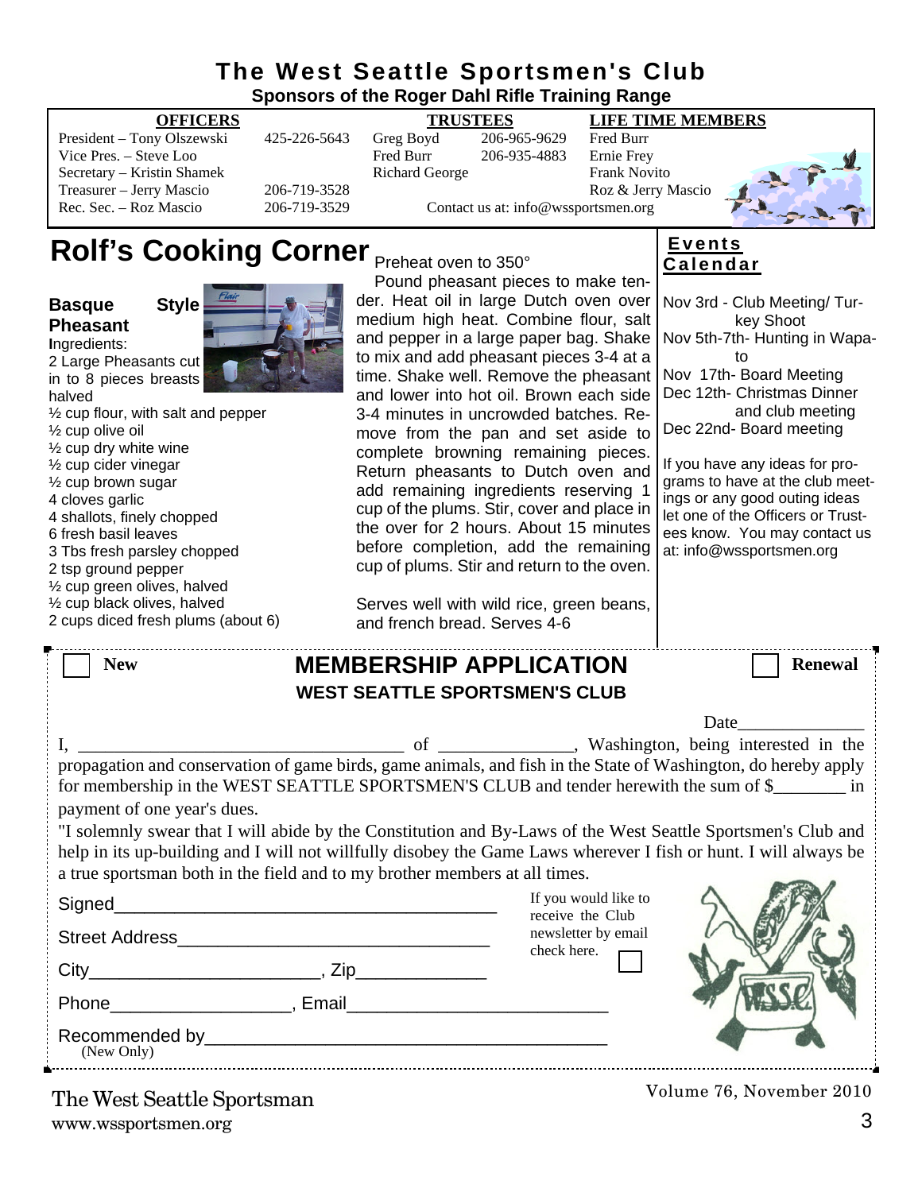# The West Seattle Sportsmen's Club

**Sponsors of the Roger Dahl Rifle Training Range**

| OFFICERS | | TRUSTEES | | LIFE TIME MEMBERS |
|---|---|---|---|---|
| President – Tony Olszewski | 425-226-5643 | Greg Boyd | 206-965-9629 | Fred Burr |
| Vice Pres. – Steve Loo | | Fred Burr | 206-935-4883 | Ernie Frey |
| Secretary – Kristin Shamek | | Richard George | | Frank Novito |
| Treasurer – Jerry Mascio | 206-719-3528 | | | Roz & Jerry Mascio |
| Rec. Sec. – Roz Mascio | 206-719-3529 | | | |

Contact us at: info@wssportsmen.org

## Rolf's Cooking Corner

### Basque Style Pheasant

Ingredients:

2 Large Pheasants cut in to 8 pieces breasts halved
½ cup flour, with salt and pepper
½ cup olive oil
½ cup dry white wine
½ cup cider vinegar
½ cup brown sugar
4 cloves garlic
4 shallots, finely chopped
6 fresh basil leaves
3 Tbs fresh parsley chopped
2 tsp ground pepper
½ cup green olives, halved
½ cup black olives, halved
2 cups diced fresh plums (about 6)

Preheat oven to 350°

Pound pheasant pieces to make tender. Heat oil in large Dutch oven over medium high heat. Combine flour, salt and pepper in a large paper bag. Shake to mix and add pheasant pieces 3-4 at a time. Shake well. Remove the pheasant and lower into hot oil. Brown each side 3-4 minutes in uncrowded batches. Remove from the pan and set aside to complete browning remaining pieces. Return pheasants to Dutch oven and add remaining ingredients reserving 1 cup of the plums. Stir, cover and place in the over for 2 hours. About 15 minutes before completion, add the remaining cup of plums. Stir and return to the oven.

Serves well with wild rice, green beans, and french bread. Serves 4-6

## Events Calendar

Nov 3rd - Club Meeting/ Turkey Shoot
Nov 5th-7th- Hunting in Wapato
Nov 17th- Board Meeting
Dec 12th- Christmas Dinner and club meeting
Dec 22nd- Board meeting

If you have any ideas for programs to have at the club meetings or any good outing ideas let one of the Officers or Trustees know. You may contact us at: info@wssportsmen.org

---

☐ **New** ☐ **Renewal**

## MEMBERSHIP APPLICATION

### WEST SEATTLE SPORTSMEN'S CLUB

Date______________

I, ___________________________________ of ______________, Washington, being interested in the propagation and conservation of game birds, game animals, and fish in the State of Washington, do hereby apply for membership in the WEST SEATTLE SPORTSMEN'S CLUB and tender herewith the sum of $________ in payment of one year's dues.

"I solemnly swear that I will abide by the Constitution and By-Laws of the West Seattle Sportsmen's Club and help in its up-building and I will not willfully disobey the Game Laws wherever I fish or hunt. I will always be a true sportsman both in the field and to my brother members at all times.

Signed______________________________________

Street Address_______________________________

City_______________________, Zip_____________

Phone__________________, Email_________________________

Recommended by______________________________________
(New Only)

If you would like to receive the Club newsletter by email check here. ☐

The West Seattle Sportsman
www.wssportsmen.org

Volume 76, November 2010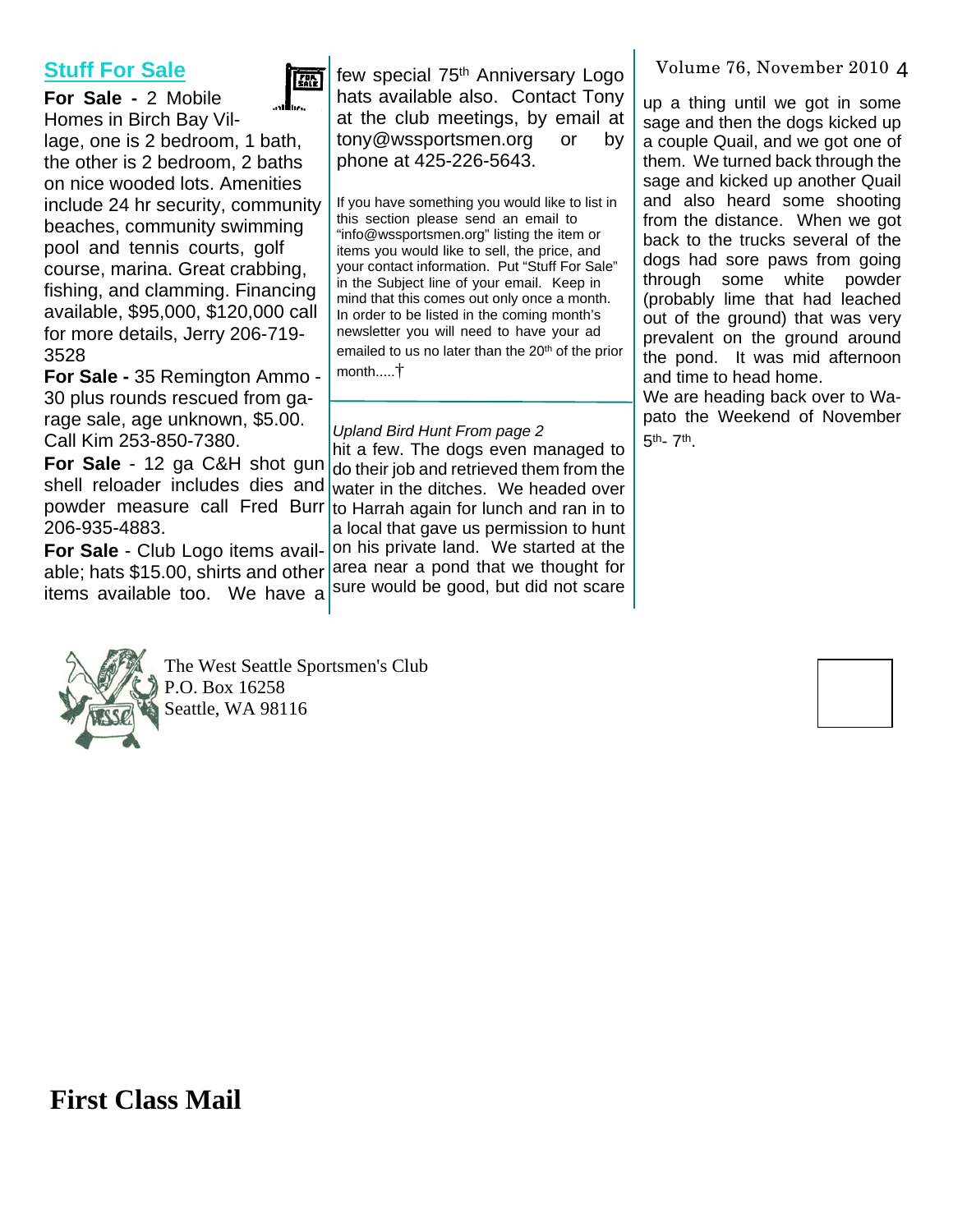## Stuff For Sale

**For Sale -** 2 Mobile Homes in Birch Bay Village, one is 2 bedroom, 1 bath, the other is 2 bedroom, 2 baths on nice wooded lots. Amenities include 24 hr security, community beaches, community swimming pool and tennis courts, golf course, marina. Great crabbing, fishing, and clamming. Financing available, $95,000, $120,000 call for more details, Jerry 206-719-3528

**For Sale -** 35 Remington Ammo - 30 plus rounds rescued from garage sale, age unknown, $5.00. Call Kim 253-850-7380.

**For Sale** - 12 ga C&H shot gun shell reloader includes dies and powder measure call Fred Burr 206-935-4883.

**For Sale** - Club Logo items available; hats $15.00, shirts and other items available too. We have a few special 75th Anniversary Logo hats available also. Contact Tony at the club meetings, by email at tony@wssportsmen.org or by phone at 425-226-5643.

If you have something you would like to list in this section please send an email to "info@wssportsmen.org" listing the item or items you would like to sell, the price, and your contact information. Put "Stuff For Sale" in the Subject line of your email. Keep in mind that this comes out only once a month. In order to be listed in the coming month's newsletter you will need to have your ad emailed to us no later than the 20th of the prior month.....†

*Upland Bird Hunt From page 2*

hit a few. The dogs even managed to do their job and retrieved them from the water in the ditches. We headed over to Harrah again for lunch and ran in to a local that gave us permission to hunt on his private land. We started at the area near a pond that we thought for sure would be good, but did not scare up a thing until we got in some sage and then the dogs kicked up a couple Quail, and we got one of them. We turned back through the sage and kicked up another Quail and also heard some shooting from the distance. When we got back to the trucks several of the dogs had sore paws from going through some white powder (probably lime that had leached out of the ground) that was very prevalent on the ground around the pond. It was mid afternoon and time to head home.

We are heading back over to Wapato the Weekend of November 5th- 7th.

The West Seattle Sportsmen's Club
P.O. Box 16258
Seattle, WA 98116

**First Class Mail**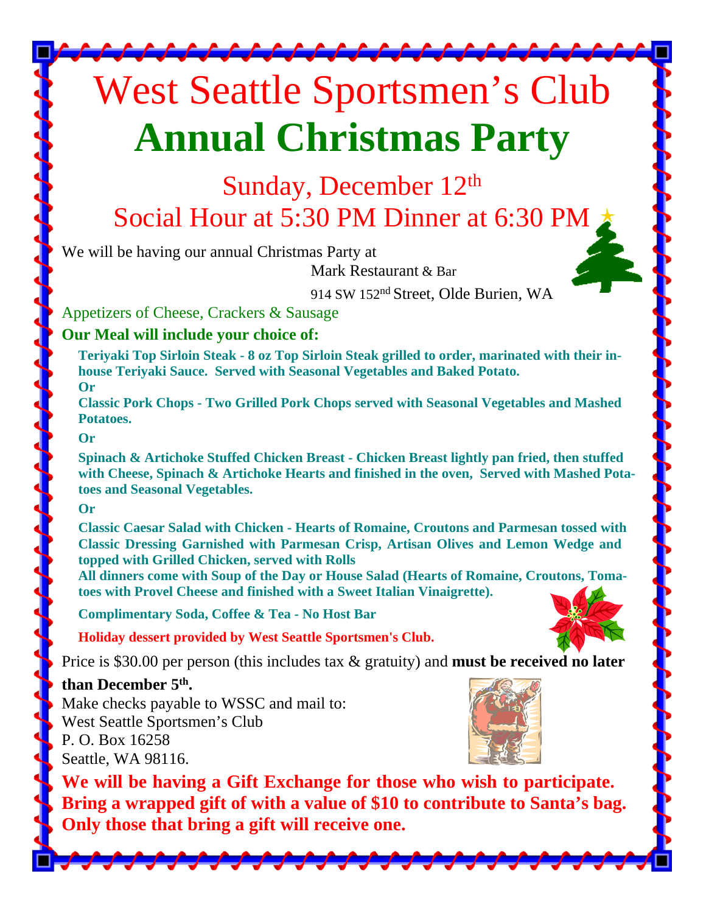# West Seattle Sportsmen's Club

# Annual Christmas Party

## Sunday, December 12th

## Social Hour at 5:30 PM Dinner at 6:30 PM

We will be having our annual Christmas Party at

Mark Restaurant & Bar

914 SW 152nd Street, Olde Burien, WA

Appetizers of Cheese, Crackers & Sausage

**Our Meal will include your choice of:**

**Teriyaki Top Sirloin Steak - 8 oz Top Sirloin Steak grilled to order, marinated with their in-house Teriyaki Sauce. Served with Seasonal Vegetables and Baked Potato.**

**Or**

**Classic Pork Chops - Two Grilled Pork Chops served with Seasonal Vegetables and Mashed Potatoes.**

**Or**

**Spinach & Artichoke Stuffed Chicken Breast - Chicken Breast lightly pan fried, then stuffed with Cheese, Spinach & Artichoke Hearts and finished in the oven, Served with Mashed Potatoes and Seasonal Vegetables.**

**Or**

**Classic Caesar Salad with Chicken - Hearts of Romaine, Croutons and Parmesan tossed with Classic Dressing Garnished with Parmesan Crisp, Artisan Olives and Lemon Wedge and topped with Grilled Chicken, served with Rolls**

**All dinners come with Soup of the Day or House Salad (Hearts of Romaine, Croutons, Tomatoes with Provel Cheese and finished with a Sweet Italian Vinaigrette).**

**Complimentary Soda, Coffee & Tea - No Host Bar**

**Holiday dessert provided by West Seattle Sportsmen's Club.**

Price is $30.00 per person (this includes tax & gratuity) and **must be received no later than December 5th.**

Make checks payable to WSSC and mail to:
West Seattle Sportsmen's Club
P. O. Box 16258
Seattle, WA 98116.

**We will be having a Gift Exchange for those who wish to participate. Bring a wrapped gift of with a value of $10 to contribute to Santa's bag. Only those that bring a gift will receive one.**